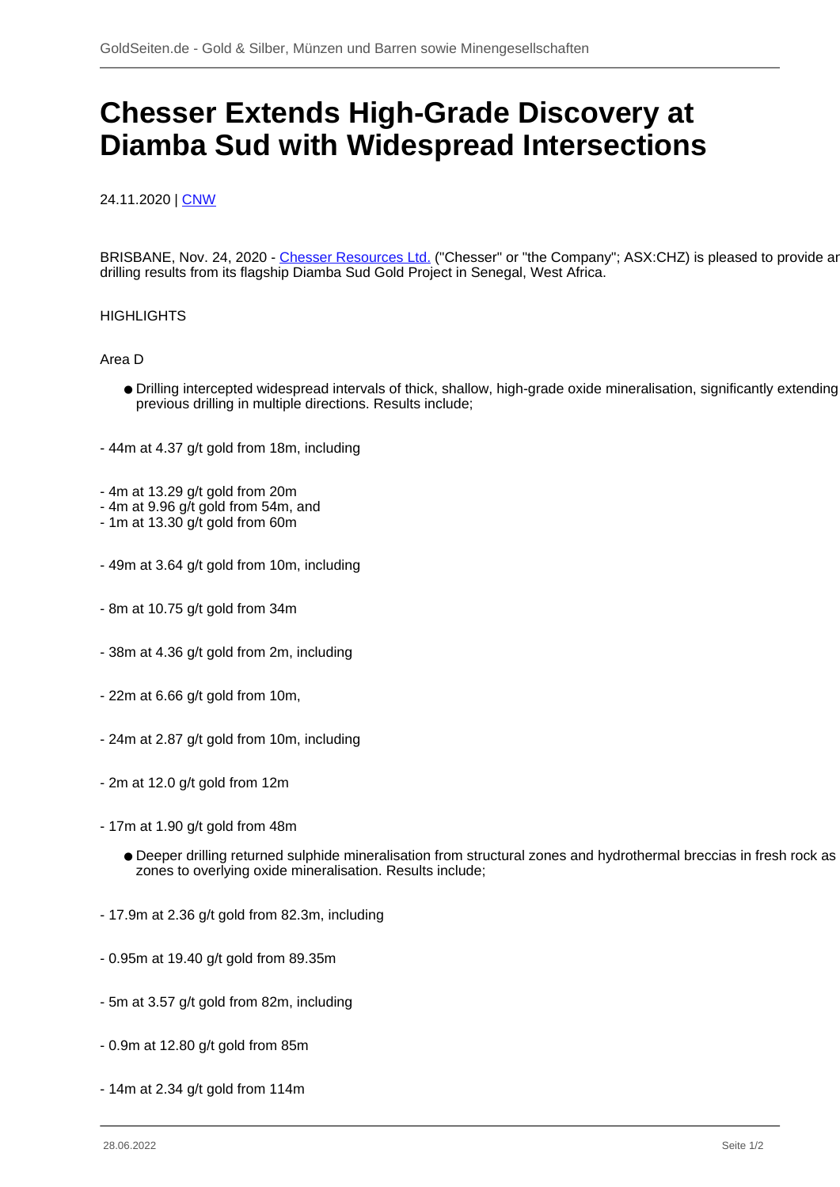# Chesser Extends High-Grade Discovery at Diamba Sud with Widespread Intersections

24.11.2020 | CNW

BRISBANE, Nov. 24, 2020 - Chesser Resources Ltd. ("Chesser" or "the Company"; ASX:CHZ) is pleased to provide ar drilling results from its flagship Diamba Sud Gold Project in Senegal, West Africa.

HIGHLIGHTS

Area D

- Drilling intercepted widespread intervals of thick, shallow, high-grade oxide mineralisation, significantly extending previous drilling in multiple directions. Results include;

- 44m at 4.37 g/t gold from 18m, including

- 4m at 13.29 g/t gold from 20m
- 4m at 9.96 g/t gold from 54m, and
- 1m at 13.30 g/t gold from 60m

- 49m at 3.64 g/t gold from 10m, including

- 8m at 10.75 g/t gold from 34m

- 38m at 4.36 g/t gold from 2m, including

- 22m at 6.66 g/t gold from 10m,

- 24m at 2.87 g/t gold from 10m, including

- 2m at 12.0 g/t gold from 12m

- 17m at 1.90 g/t gold from 48m

- Deeper drilling returned sulphide mineralisation from structural zones and hydrothermal breccias in fresh rock as zones to overlying oxide mineralisation. Results include;

- 17.9m at 2.36 g/t gold from 82.3m, including

- 0.95m at 19.40 g/t gold from 89.35m

- 5m at 3.57 g/t gold from 82m, including

- 0.9m at 12.80 g/t gold from 85m

- 14m at 2.34 g/t gold from 114m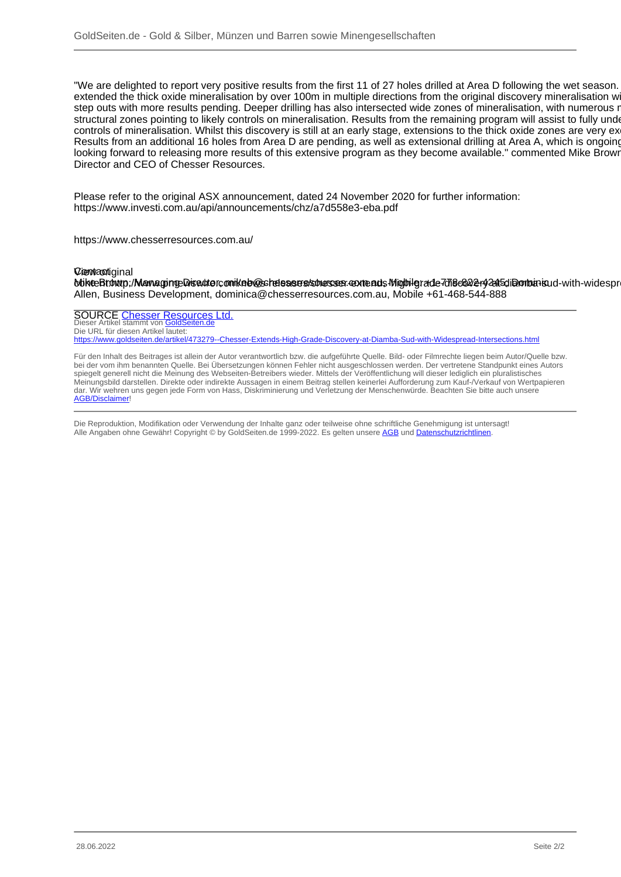"We are delighted to report very positive results from the first 11 of 27 holes drilled at Area D following the wet season. extended the thick oxide mineralisation by over 100m in multiple directions from the original discovery mineralisation wi step outs with more results pending. Deeper drilling has also intersected wide zones of mineralisation, with numerous r structural zones pointing to likely controls on mineralisation. Results from the remaining program will assist to fully unde controls of mineralisation. Whilst this discovery is still at an early stage, extensions to the thick oxide zones are very ex Results from an additional 16 holes from Area D are pending, as well as extensional drilling at Area A, which is ongoing looking forward to releasing more results of this extensive program as they become available." commented Mike Brown Director and CEO of Chesser Resources.

Please refer to the original ASX announcement, dated 24 November 2020 for further information: https://www.investi.com.au/api/announcements/chz/a7d558e3-eba.pdf

https://www.chesserresources.com.au/

View original content: http://www.prnewswire.com/news-releases/chesser-extends-high-grade-discovery-at-diamba-sud-with-widespr

Contact
Mike Brown, Managing Director, mike@chesserresources.com.au, Mobile +1-778-822-4345; Dominica Allen, Business Development, dominica@chesserresources.com.au, Mobile +61-468-544-888

SOURCE Chesser Resources Ltd.

Dieser Artikel stammt von GoldSeiten.de
Die URL für diesen Artikel lautet:
https://www.goldseiten.de/artikel/473279--Chesser-Extends-High-Grade-Discovery-at-Diamba-Sud-with-Widespread-Intersections.html

Für den Inhalt des Beitrages ist allein der Autor verantwortlich bzw. die aufgeführte Quelle. Bild- oder Filmrechte liegen beim Autor/Quelle bzw. bei der vom ihm benannten Quelle. Bei Übersetzungen können Fehler nicht ausgeschlossen werden. Der vertretene Standpunkt eines Autors spiegelt generell nicht die Meinung des Webseiten-Betreibers wieder. Mittels der Veröffentlichung will dieser lediglich ein pluralistisches Meinungsbild darstellen. Direkte oder indirekte Aussagen in einem Beitrag stellen keinerlei Aufforderung zum Kauf-/Verkauf von Wertpapieren dar. Wir wehren uns gegen jede Form von Hass, Diskriminierung und Verletzung der Menschenwürde. Beachten Sie bitte auch unsere AGB/Disclaimer!

Die Reproduktion, Modifikation oder Verwendung der Inhalte ganz oder teilweise ohne schriftliche Genehmigung ist untersagt!
Alle Angaben ohne Gewähr! Copyright © by GoldSeiten.de 1999-2022. Es gelten unsere AGB und Datenschutzrichtlinen.